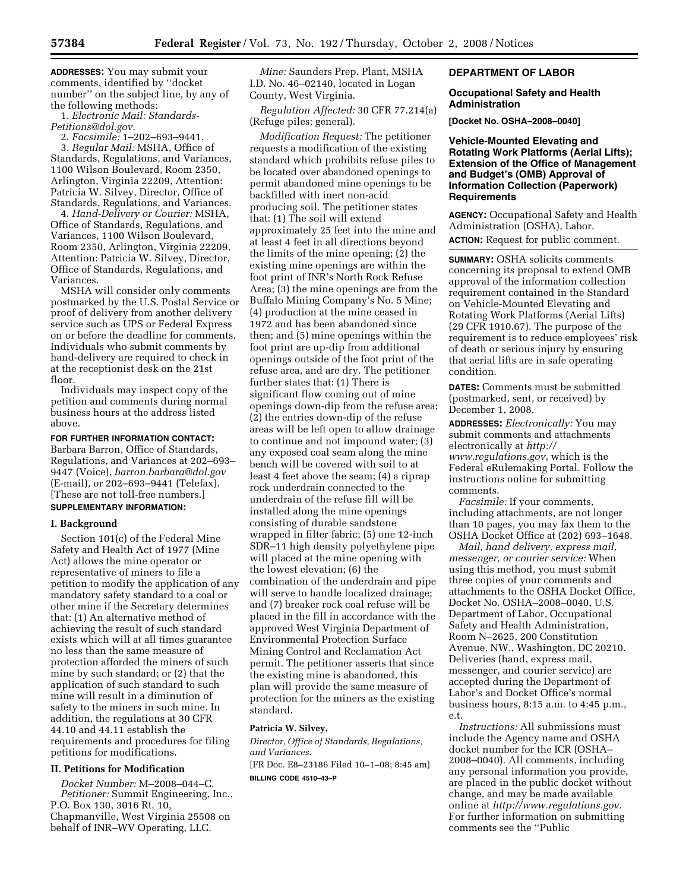**ADDRESSES:** You may submit your comments, identified by ''docket number'' on the subject line, by any of the following methods:

1. *Electronic Mail: Standards-Petitions@dol.gov.*
2. *Facsimile:* 1–202–693–9441.
3. *Regular Mail:* MSHA, Office of Standards, Regulations, and Variances, 1100 Wilson Boulevard, Room 2350, Arlington, Virginia 22209, Attention: Patricia W. Silvey, Director, Office of Standards, Regulations, and Variances.
4. *Hand-Delivery or Courier:* MSHA, Office of Standards, Regulations, and Variances, 1100 Wilson Boulevard, Room 2350, Arlington, Virginia 22209, Attention: Patricia W. Silvey, Director, Office of Standards, Regulations, and Variances.

MSHA will consider only comments postmarked by the U.S. Postal Service or proof of delivery from another delivery service such as UPS or Federal Express on or before the deadline for comments. Individuals who submit comments by hand-delivery are required to check in at the receptionist desk on the 21st floor.

Individuals may inspect copy of the petition and comments during normal business hours at the address listed above.

**FOR FURTHER INFORMATION CONTACT:** Barbara Barron, Office of Standards, Regulations, and Variances at 202–693–9447 (Voice), *barron.barbara@dol.gov* (E-mail), or 202–693–9441 (Telefax). [These are not toll-free numbers.]

**SUPPLEMENTARY INFORMATION:**

## I. Background

Section 101(c) of the Federal Mine Safety and Health Act of 1977 (Mine Act) allows the mine operator or representative of miners to file a petition to modify the application of any mandatory safety standard to a coal or other mine if the Secretary determines that: (1) An alternative method of achieving the result of such standard exists which will at all times guarantee no less than the same measure of protection afforded the miners of such mine by such standard; or (2) that the application of such standard to such mine will result in a diminution of safety to the miners in such mine. In addition, the regulations at 30 CFR 44.10 and 44.11 establish the requirements and procedures for filing petitions for modifications.

## II. Petitions for Modification

*Docket Number:* M–2008–044–C.

*Petitioner:* Summit Engineering, Inc., P.O. Box 130, 3016 Rt. 10, Chapmanville, West Virginia 25508 on behalf of INR–WV Operating, LLC.

*Mine:* Saunders Prep. Plant, MSHA I.D. No. 46–02140, located in Logan County, West Virginia.

*Regulation Affected:* 30 CFR 77.214(a) (Refuge piles; general).

*Modification Request:* The petitioner requests a modification of the existing standard which prohibits refuse piles to be located over abandoned openings to permit abandoned mine openings to be backfilled with inert non-acid producing soil. The petitioner states that: (1) The soil will extend approximately 25 feet into the mine and at least 4 feet in all directions beyond the limits of the mine opening; (2) the existing mine openings are within the foot print of INR's North Rock Refuse Area; (3) the mine openings are from the Buffalo Mining Company's No. 5 Mine; (4) production at the mine ceased in 1972 and has been abandoned since then; and (5) mine openings within the foot print are up-dip from additional openings outside of the foot print of the refuse area, and are dry. The petitioner further states that: (1) There is significant flow coming out of mine openings down-dip from the refuse area; (2) the entries down-dip of the refuse areas will be left open to allow drainage to continue and not impound water; (3) any exposed coal seam along the mine bench will be covered with soil to at least 4 feet above the seam; (4) a riprap rock underdrain connected to the underdrain of the refuse fill will be installed along the mine openings consisting of durable sandstone wrapped in filter fabric; (5) one 12-inch SDR–11 high density polyethylene pipe will placed at the mine opening with the lowest elevation; (6) the combination of the underdrain and pipe will serve to handle localized drainage; and (7) breaker rock coal refuse will be placed in the fill in accordance with the approved West Virginia Department of Environmental Protection Surface Mining Control and Reclamation Act permit. The petitioner asserts that since the existing mine is abandoned, this plan will provide the same measure of protection for the miners as the existing standard.

**Patricia W. Silvey,**

*Director, Office of Standards, Regulations, and Variances.*

[FR Doc. E8–23186 Filed 10–1–08; 8:45 am]

**BILLING CODE 4510–43–P**

## DEPARTMENT OF LABOR

### Occupational Safety and Health Administration

**[Docket No. OSHA–2008–0040]**

### Vehicle-Mounted Elevating and Rotating Work Platforms (Aerial Lifts); Extension of the Office of Management and Budget's (OMB) Approval of Information Collection (Paperwork) Requirements

**AGENCY:** Occupational Safety and Health Administration (OSHA), Labor.

**ACTION:** Request for public comment.

**SUMMARY:** OSHA solicits comments concerning its proposal to extend OMB approval of the information collection requirement contained in the Standard on Vehicle-Mounted Elevating and Rotating Work Platforms (Aerial Lifts) (29 CFR 1910.67). The purpose of the requirement is to reduce employees' risk of death or serious injury by ensuring that aerial lifts are in safe operating condition.

**DATES:** Comments must be submitted (postmarked, sent, or received) by December 1, 2008.

**ADDRESSES:** *Electronically:* You may submit comments and attachments electronically at *http://www.regulations.gov*, which is the Federal eRulemaking Portal. Follow the instructions online for submitting comments.

*Facsimile:* If your comments, including attachments, are not longer than 10 pages, you may fax them to the OSHA Docket Office at (202) 693–1648.

*Mail, hand delivery, express mail, messenger, or courier service:* When using this method, you must submit three copies of your comments and attachments to the OSHA Docket Office, Docket No. OSHA–2008–0040, U.S. Department of Labor, Occupational Safety and Health Administration, Room N–2625, 200 Constitution Avenue, NW., Washington, DC 20210. Deliveries (hand, express mail, messenger, and courier service) are accepted during the Department of Labor's and Docket Office's normal business hours, 8:15 a.m. to 4:45 p.m., e.t.

*Instructions:* All submissions must include the Agency name and OSHA docket number for the ICR (OSHA–2008–0040). All comments, including any personal information you provide, are placed in the public docket without change, and may be made available online at *http://www.regulations.gov.* For further information on submitting comments see the ''Public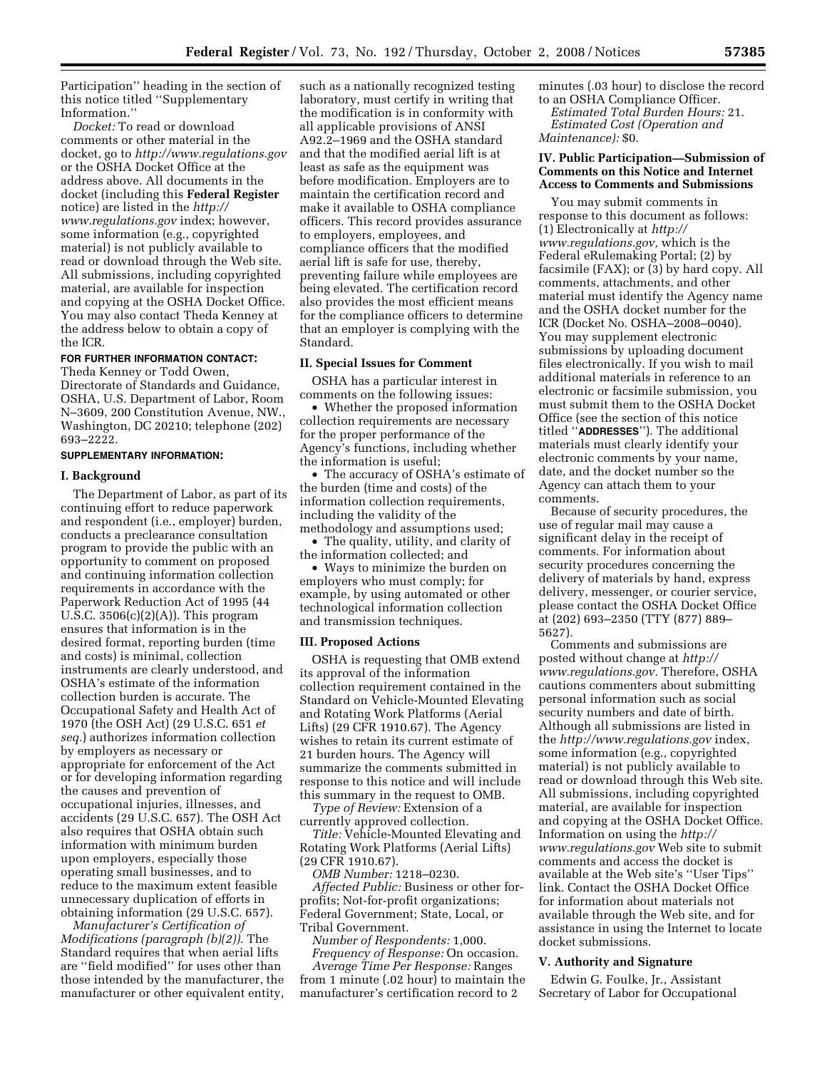Participation'' heading in the section of this notice titled ''Supplementary Information.''

*Docket:* To read or download comments or other material in the docket, go to *http://www.regulations.gov* or the OSHA Docket Office at the address above. All documents in the docket (including this **Federal Register** notice) are listed in the *http://www.regulations.gov* index; however, some information (e.g., copyrighted material) is not publicly available to read or download through the Web site. All submissions, including copyrighted material, are available for inspection and copying at the OSHA Docket Office. You may also contact Theda Kenney at the address below to obtain a copy of the ICR.

**FOR FURTHER INFORMATION CONTACT:** Theda Kenney or Todd Owen, Directorate of Standards and Guidance, OSHA, U.S. Department of Labor, Room N–3609, 200 Constitution Avenue, NW., Washington, DC 20210; telephone (202) 693–2222.

**SUPPLEMENTARY INFORMATION:**

## I. Background

The Department of Labor, as part of its continuing effort to reduce paperwork and respondent (i.e., employer) burden, conducts a preclearance consultation program to provide the public with an opportunity to comment on proposed and continuing information collection requirements in accordance with the Paperwork Reduction Act of 1995 (44 U.S.C. 3506(c)(2)(A)). This program ensures that information is in the desired format, reporting burden (time and costs) is minimal, collection instruments are clearly understood, and OSHA's estimate of the information collection burden is accurate. The Occupational Safety and Health Act of 1970 (the OSH Act) (29 U.S.C. 651 *et seq.*) authorizes information collection by employers as necessary or appropriate for enforcement of the Act or for developing information regarding the causes and prevention of occupational injuries, illnesses, and accidents (29 U.S.C. 657). The OSH Act also requires that OSHA obtain such information with minimum burden upon employers, especially those operating small businesses, and to reduce to the maximum extent feasible unnecessary duplication of efforts in obtaining information (29 U.S.C. 657).

*Manufacturer's Certification of Modifications (paragraph (b)(2)).* The Standard requires that when aerial lifts are ''field modified'' for uses other than those intended by the manufacturer, the manufacturer or other equivalent entity, such as a nationally recognized testing laboratory, must certify in writing that the modification is in conformity with all applicable provisions of ANSI A92.2–1969 and the OSHA standard and that the modified aerial lift is at least as safe as the equipment was before modification. Employers are to maintain the certification record and make it available to OSHA compliance officers. This record provides assurance to employers, employees, and compliance officers that the modified aerial lift is safe for use, thereby, preventing failure while employees are being elevated. The certification record also provides the most efficient means for the compliance officers to determine that an employer is complying with the Standard.

## II. Special Issues for Comment

OSHA has a particular interest in comments on the following issues:

- Whether the proposed information collection requirements are necessary for the proper performance of the Agency's functions, including whether the information is useful;
- The accuracy of OSHA's estimate of the burden (time and costs) of the information collection requirements, including the validity of the methodology and assumptions used;
- The quality, utility, and clarity of the information collected; and
- Ways to minimize the burden on employers who must comply; for example, by using automated or other technological information collection and transmission techniques.

## III. Proposed Actions

OSHA is requesting that OMB extend its approval of the information collection requirement contained in the Standard on Vehicle-Mounted Elevating and Rotating Work Platforms (Aerial Lifts) (29 CFR 1910.67). The Agency wishes to retain its current estimate of 21 burden hours. The Agency will summarize the comments submitted in response to this notice and will include this summary in the request to OMB.

*Type of Review:* Extension of a currently approved collection.

*Title:* Vehicle-Mounted Elevating and Rotating Work Platforms (Aerial Lifts) (29 CFR 1910.67).

*OMB Number:* 1218–0230.

*Affected Public:* Business or other for-profits; Not-for-profit organizations; Federal Government; State, Local, or Tribal Government.

*Number of Respondents:* 1,000.

*Frequency of Response:* On occasion.

*Average Time Per Response:* Ranges from 1 minute (.02 hour) to maintain the manufacturer's certification record to 2 minutes (.03 hour) to disclose the record to an OSHA Compliance Officer.

*Estimated Total Burden Hours:* 21.

*Estimated Cost (Operation and Maintenance):* $0.

## IV. Public Participation—Submission of Comments on this Notice and Internet Access to Comments and Submissions

You may submit comments in response to this document as follows: (1) Electronically at *http://www.regulations.gov,* which is the Federal eRulemaking Portal; (2) by facsimile (FAX); or (3) by hard copy. All comments, attachments, and other material must identify the Agency name and the OSHA docket number for the ICR (Docket No. OSHA–2008–0040). You may supplement electronic submissions by uploading document files electronically. If you wish to mail additional materials in reference to an electronic or facsimile submission, you must submit them to the OSHA Docket Office (see the section of this notice titled ''**ADDRESSES**''). The additional materials must clearly identify your electronic comments by your name, date, and the docket number so the Agency can attach them to your comments.

Because of security procedures, the use of regular mail may cause a significant delay in the receipt of comments. For information about security procedures concerning the delivery of materials by hand, express delivery, messenger, or courier service, please contact the OSHA Docket Office at (202) 693–2350 (TTY (877) 889–5627).

Comments and submissions are posted without change at *http://www.regulations.gov.* Therefore, OSHA cautions commenters about submitting personal information such as social security numbers and date of birth. Although all submissions are listed in the *http://www.regulations.gov* index, some information (e.g., copyrighted material) is not publicly available to read or download through this Web site. All submissions, including copyrighted material, are available for inspection and copying at the OSHA Docket Office. Information on using the *http://www.regulations.gov* Web site to submit comments and access the docket is available at the Web site's ''User Tips'' link. Contact the OSHA Docket Office for information about materials not available through the Web site, and for assistance in using the Internet to locate docket submissions.

## V. Authority and Signature

Edwin G. Foulke, Jr., Assistant Secretary of Labor for Occupational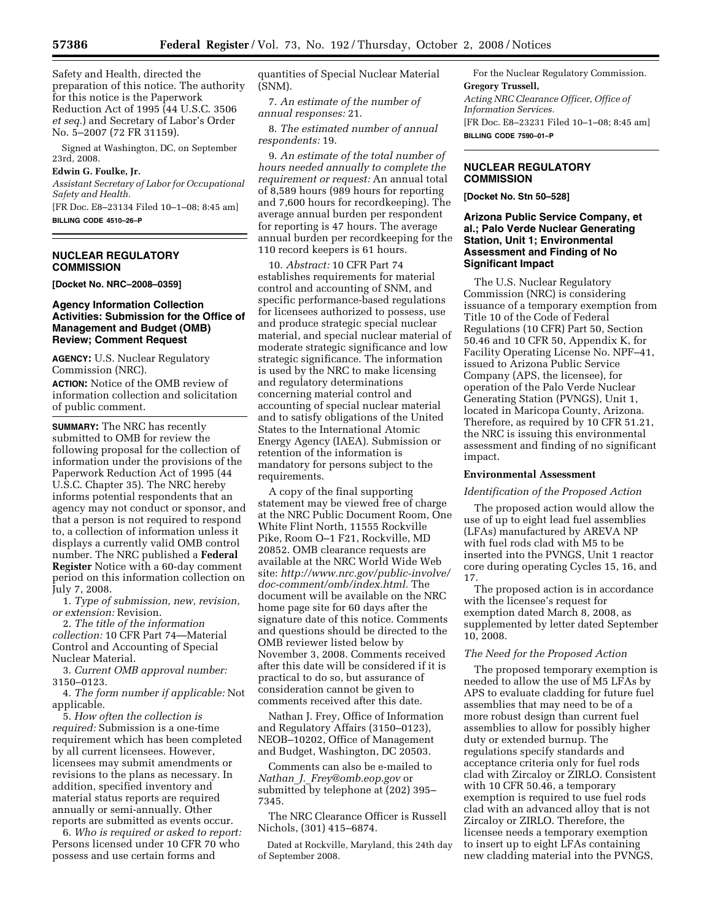Safety and Health, directed the preparation of this notice. The authority for this notice is the Paperwork Reduction Act of 1995 (44 U.S.C. 3506 *et seq.*) and Secretary of Labor's Order No. 5–2007 (72 FR 31159).

Signed at Washington, DC, on September 23rd, 2008.

**Edwin G. Foulke, Jr.**

*Assistant Secretary of Labor for Occupational Safety and Health.*

[FR Doc. E8–23134 Filed 10–1–08; 8:45 am]

**BILLING CODE 4510–26–P**

## NUCLEAR REGULATORY COMMISSION

**[Docket No. NRC–2008–0359]**

### Agency Information Collection Activities: Submission for the Office of Management and Budget (OMB) Review; Comment Request

**AGENCY:** U.S. Nuclear Regulatory Commission (NRC).

**ACTION:** Notice of the OMB review of information collection and solicitation of public comment.

**SUMMARY:** The NRC has recently submitted to OMB for review the following proposal for the collection of information under the provisions of the Paperwork Reduction Act of 1995 (44 U.S.C. Chapter 35). The NRC hereby informs potential respondents that an agency may not conduct or sponsor, and that a person is not required to respond to, a collection of information unless it displays a currently valid OMB control number. The NRC published a **Federal Register** Notice with a 60-day comment period on this information collection on July 7, 2008.

1. *Type of submission, new, revision, or extension:* Revision.

2. *The title of the information collection:* 10 CFR Part 74—Material Control and Accounting of Special Nuclear Material.

3. *Current OMB approval number:* 3150–0123.

4. *The form number if applicable:* Not applicable.

5. *How often the collection is required:* Submission is a one-time requirement which has been completed by all current licensees. However, licensees may submit amendments or revisions to the plans as necessary. In addition, specified inventory and material status reports are required annually or semi-annually. Other reports are submitted as events occur.

6. *Who is required or asked to report:* Persons licensed under 10 CFR 70 who possess and use certain forms and quantities of Special Nuclear Material (SNM).

7. *An estimate of the number of annual responses:* 21.

8. *The estimated number of annual respondents:* 19.

9. *An estimate of the total number of hours needed annually to complete the requirement or request:* An annual total of 8,589 hours (989 hours for reporting and 7,600 hours for recordkeeping). The average annual burden per respondent for reporting is 47 hours. The average annual burden per recordkeeping for the 110 record keepers is 61 hours.

10. *Abstract:* 10 CFR Part 74 establishes requirements for material control and accounting of SNM, and specific performance-based regulations for licensees authorized to possess, use and produce strategic special nuclear material, and special nuclear material of moderate strategic significance and low strategic significance. The information is used by the NRC to make licensing and regulatory determinations concerning material control and accounting of special nuclear material and to satisfy obligations of the United States to the International Atomic Energy Agency (IAEA). Submission or retention of the information is mandatory for persons subject to the requirements.

A copy of the final supporting statement may be viewed free of charge at the NRC Public Document Room, One White Flint North, 11555 Rockville Pike, Room O–1 F21, Rockville, MD 20852. OMB clearance requests are available at the NRC World Wide Web site: *http://www.nrc.gov/public-involve/doc-comment/omb/index.html.* The document will be available on the NRC home page site for 60 days after the signature date of this notice. Comments and questions should be directed to the OMB reviewer listed below by November 3, 2008. Comments received after this date will be considered if it is practical to do so, but assurance of consideration cannot be given to comments received after this date.

Nathan J. Frey, Office of Information and Regulatory Affairs (3150–0123), NEOB–10202, Office of Management and Budget, Washington, DC 20503.

Comments can also be e-mailed to *Nathan_J._Frey@omb.eop.gov* or submitted by telephone at (202) 395–7345.

The NRC Clearance Officer is Russell Nichols, (301) 415–6874.

Dated at Rockville, Maryland, this 24th day of September 2008.

For the Nuclear Regulatory Commission.

**Gregory Trussell,**

*Acting NRC Clearance Officer, Office of Information Services.*

[FR Doc. E8–23231 Filed 10–1–08; 8:45 am]

**BILLING CODE 7590–01–P**

## NUCLEAR REGULATORY COMMISSION

**[Docket No. Stn 50–528]**

### Arizona Public Service Company, et al.; Palo Verde Nuclear Generating Station, Unit 1; Environmental Assessment and Finding of No Significant Impact

The U.S. Nuclear Regulatory Commission (NRC) is considering issuance of a temporary exemption from Title 10 of the Code of Federal Regulations (10 CFR) Part 50, Section 50.46 and 10 CFR 50, Appendix K, for Facility Operating License No. NPF–41, issued to Arizona Public Service Company (APS, the licensee), for operation of the Palo Verde Nuclear Generating Station (PVNGS), Unit 1, located in Maricopa County, Arizona. Therefore, as required by 10 CFR 51.21, the NRC is issuing this environmental assessment and finding of no significant impact.

**Environmental Assessment**

*Identification of the Proposed Action*

The proposed action would allow the use of up to eight lead fuel assemblies (LFAs) manufactured by AREVA NP with fuel rods clad with M5 to be inserted into the PVNGS, Unit 1 reactor core during operating Cycles 15, 16, and 17.

The proposed action is in accordance with the licensee's request for exemption dated March 8, 2008, as supplemented by letter dated September 10, 2008.

*The Need for the Proposed Action*

The proposed temporary exemption is needed to allow the use of M5 LFAs by APS to evaluate cladding for future fuel assemblies that may need to be of a more robust design than current fuel assemblies to allow for possibly higher duty or extended burnup. The regulations specify standards and acceptance criteria only for fuel rods clad with Zircaloy or ZIRLO. Consistent with 10 CFR 50.46, a temporary exemption is required to use fuel rods clad with an advanced alloy that is not Zircaloy or ZIRLO. Therefore, the licensee needs a temporary exemption to insert up to eight LFAs containing new cladding material into the PVNGS,